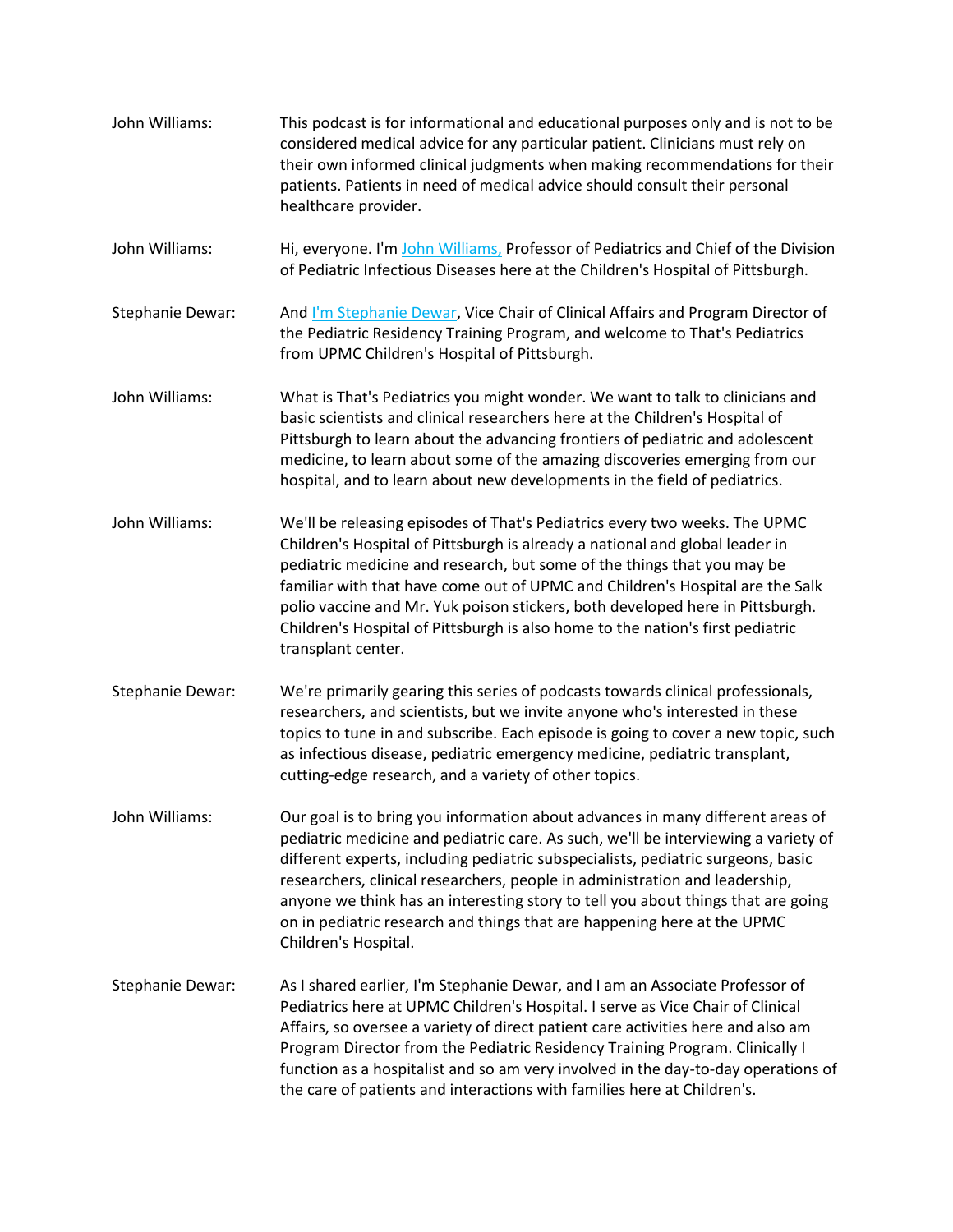John Williams: This podcast is for informational and educational purposes only and is not to be considered medical advice for any particular patient. Clinicians must rely on their own informed clinical judgments when making recommendations for their patients. Patients in need of medical advice should consult their personal healthcare provider.

John Williams: Hi, everyone. I'm John Williams, Professor of Pediatrics and Chief of the Division of Pediatric Infectious Diseases here at the Children's Hospital of Pittsburgh.

Stephanie Dewar: And I'm Stephanie Dewar, Vice Chair of Clinical Affairs and Program Director of the Pediatric Residency Training Program, and welcome to That's Pediatrics from UPMC Children's Hospital of Pittsburgh.

John Williams: What is That's Pediatrics you might wonder. We want to talk to clinicians and basic scientists and clinical researchers here at the Children's Hospital of Pittsburgh to learn about the advancing frontiers of pediatric and adolescent medicine, to learn about some of the amazing discoveries emerging from our hospital, and to learn about new developments in the field of pediatrics.

John Williams: We'll be releasing episodes of That's Pediatrics every two weeks. The UPMC Children's Hospital of Pittsburgh is already a national and global leader in pediatric medicine and research, but some of the things that you may be familiar with that have come out of UPMC and Children's Hospital are the Salk polio vaccine and Mr. Yuk poison stickers, both developed here in Pittsburgh. Children's Hospital of Pittsburgh is also home to the nation's first pediatric transplant center.

Stephanie Dewar: We're primarily gearing this series of podcasts towards clinical professionals, researchers, and scientists, but we invite anyone who's interested in these topics to tune in and subscribe. Each episode is going to cover a new topic, such as infectious disease, pediatric emergency medicine, pediatric transplant, cutting-edge research, and a variety of other topics.

John Williams: Our goal is to bring you information about advances in many different areas of pediatric medicine and pediatric care. As such, we'll be interviewing a variety of different experts, including pediatric subspecialists, pediatric surgeons, basic researchers, clinical researchers, people in administration and leadership, anyone we think has an interesting story to tell you about things that are going on in pediatric research and things that are happening here at the UPMC Children's Hospital.

Stephanie Dewar: As I shared earlier, I'm Stephanie Dewar, and I am an Associate Professor of Pediatrics here at UPMC Children's Hospital. I serve as Vice Chair of Clinical Affairs, so oversee a variety of direct patient care activities here and also am Program Director from the Pediatric Residency Training Program. Clinically I function as a hospitalist and so am very involved in the day-to-day operations of the care of patients and interactions with families here at Children's.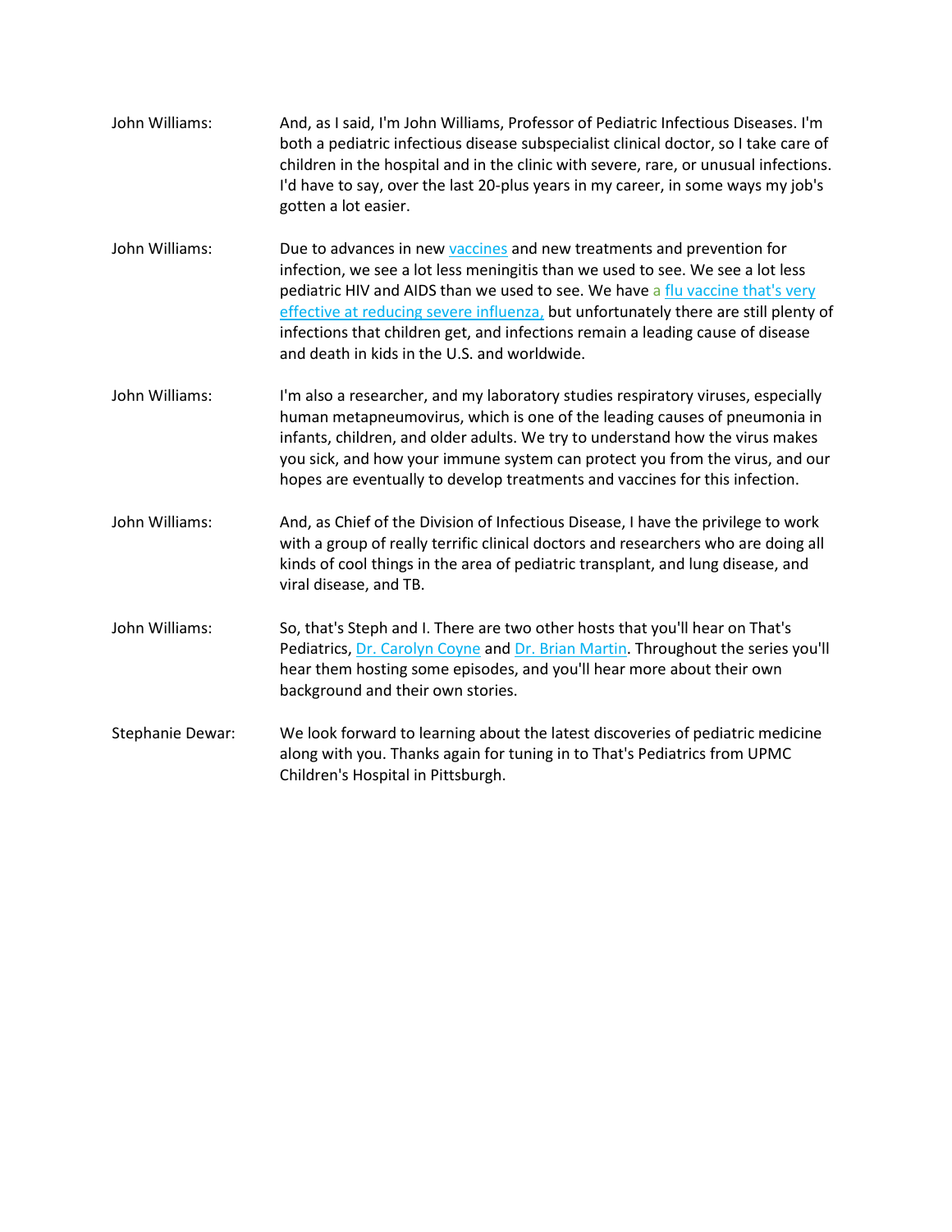John Williams: And, as I said, I'm John Williams, Professor of Pediatric Infectious Diseases. I'm both a pediatric infectious disease subspecialist clinical doctor, so I take care of children in the hospital and in the clinic with severe, rare, or unusual infections. I'd have to say, over the last 20-plus years in my career, in some ways my job's gotten a lot easier.

John Williams: Due to advances in new vaccines and new treatments and prevention for infection, we see a lot less meningitis than we used to see. We see a lot less pediatric HIV and AIDS than we used to see. We have a flu vaccine that's very effective at reducing severe influenza, but unfortunately there are still plenty of infections that children get, and infections remain a leading cause of disease and death in kids in the U.S. and worldwide.

John Williams: I'm also a researcher, and my laboratory studies respiratory viruses, especially human metapneumovirus, which is one of the leading causes of pneumonia in infants, children, and older adults. We try to understand how the virus makes you sick, and how your immune system can protect you from the virus, and our hopes are eventually to develop treatments and vaccines for this infection.

John Williams: And, as Chief of the Division of Infectious Disease, I have the privilege to work with a group of really terrific clinical doctors and researchers who are doing all kinds of cool things in the area of pediatric transplant, and lung disease, and viral disease, and TB.

John Williams: So, that's Steph and I. There are two other hosts that you'll hear on That's Pediatrics, Dr. Carolyn Coyne and Dr. Brian Martin. Throughout the series you'll hear them hosting some episodes, and you'll hear more about their own background and their own stories.

Stephanie Dewar: We look forward to learning about the latest discoveries of pediatric medicine along with you. Thanks again for tuning in to That's Pediatrics from UPMC Children's Hospital in Pittsburgh.